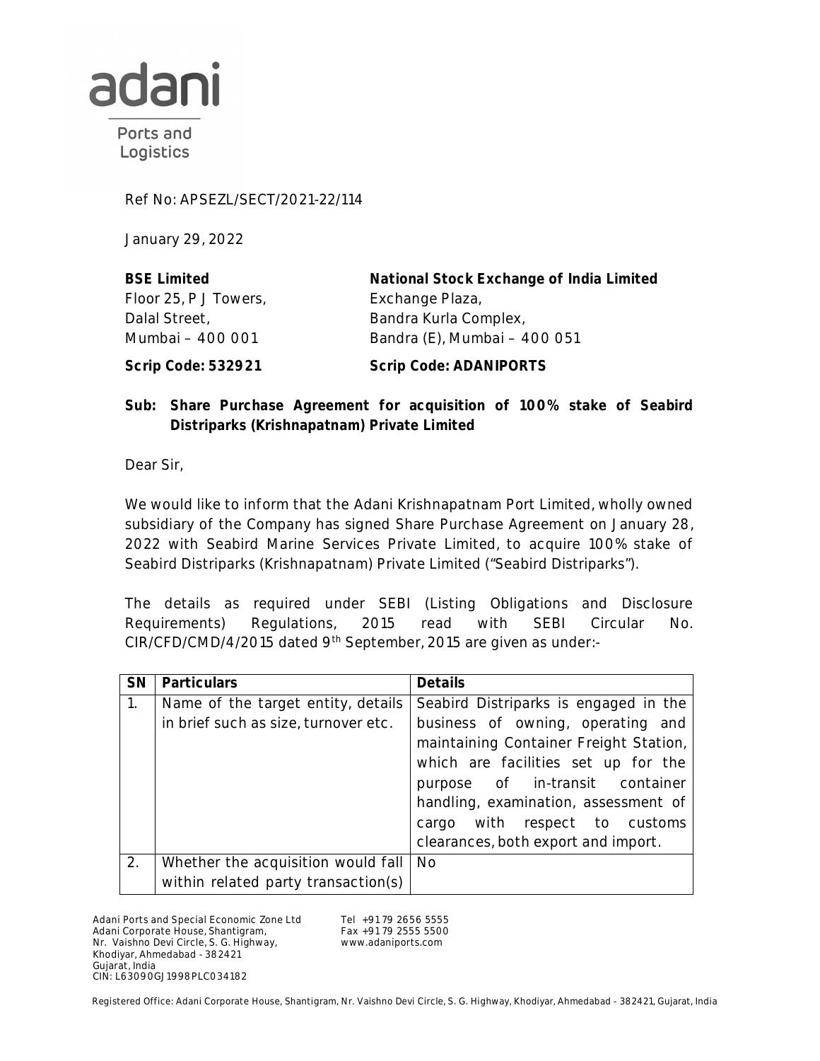Ref No: APSEZL/SECT/2021-22/114

January 29, 2022

**BSE Limited**
Floor 25, P J Towers,
Dalal Street,
Mumbai – 400 001

**Scrip Code: 532921**

**National Stock Exchange of India Limited**
Exchange Plaza,
Bandra Kurla Complex,
Bandra (E), Mumbai – 400 051

**Scrip Code: ADANIPORTS**

**Sub: Share Purchase Agreement for acquisition of 100% stake of Seabird Distriparks (Krishnapatnam) Private Limited**

Dear Sir,

We would like to inform that the Adani Krishnapatnam Port Limited, wholly owned subsidiary of the Company has signed Share Purchase Agreement on January 28, 2022 with Seabird Marine Services Private Limited, to acquire 100% stake of Seabird Distriparks (Krishnapatnam) Private Limited ("Seabird Distriparks").

The details as required under SEBI (Listing Obligations and Disclosure Requirements) Regulations, 2015 read with SEBI Circular No. CIR/CFD/CMD/4/2015 dated 9th September, 2015 are given as under:-

| SN | Particulars | Details |
|---|---|---|
| 1. | Name of the target entity, details in brief such as size, turnover etc. | Seabird Distriparks is engaged in the business of owning, operating and maintaining Container Freight Station, which are facilities set up for the purpose of in-transit container handling, examination, assessment of cargo with respect to customs clearances, both export and import. |
| 2. | Whether the acquisition would fall within related party transaction(s) | No |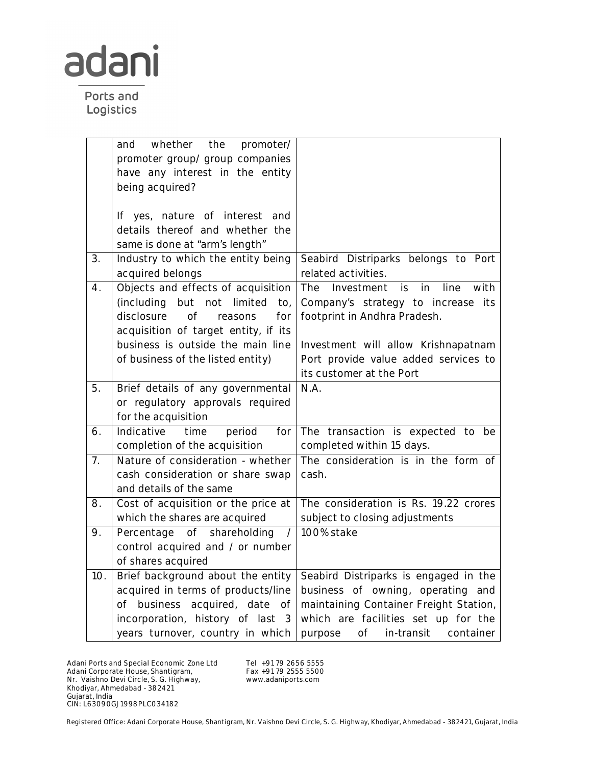| | | |
|---|---|---|
| | and whether the promoter/ promoter group/ group companies have any interest in the entity being acquired?<br><br>If yes, nature of interest and details thereof and whether the same is done at "arm's length" | |
| 3. | Industry to which the entity being acquired belongs | Seabird Distriparks belongs to Port related activities. |
| 4. | Objects and effects of acquisition (including but not limited to, disclosure of reasons for acquisition of target entity, if its business is outside the main line of business of the listed entity) | The Investment is in line with Company's strategy to increase its footprint in Andhra Pradesh.<br><br>Investment will allow Krishnapatnam Port provide value added services to its customer at the Port |
| 5. | Brief details of any governmental or regulatory approvals required for the acquisition | N.A. |
| 6. | Indicative time period for completion of the acquisition | The transaction is expected to be completed within 15 days. |
| 7. | Nature of consideration - whether cash consideration or share swap and details of the same | The consideration is in the form of cash. |
| 8. | Cost of acquisition or the price at which the shares are acquired | The consideration is Rs. 19.22 crores subject to closing adjustments |
| 9. | Percentage of shareholding / control acquired and / or number of shares acquired | 100% stake |
| 10. | Brief background about the entity acquired in terms of products/line of business acquired, date of incorporation, history of last 3 years turnover, country in which | Seabird Distriparks is engaged in the business of owning, operating and maintaining Container Freight Station, which are facilities set up for the purpose of in-transit container |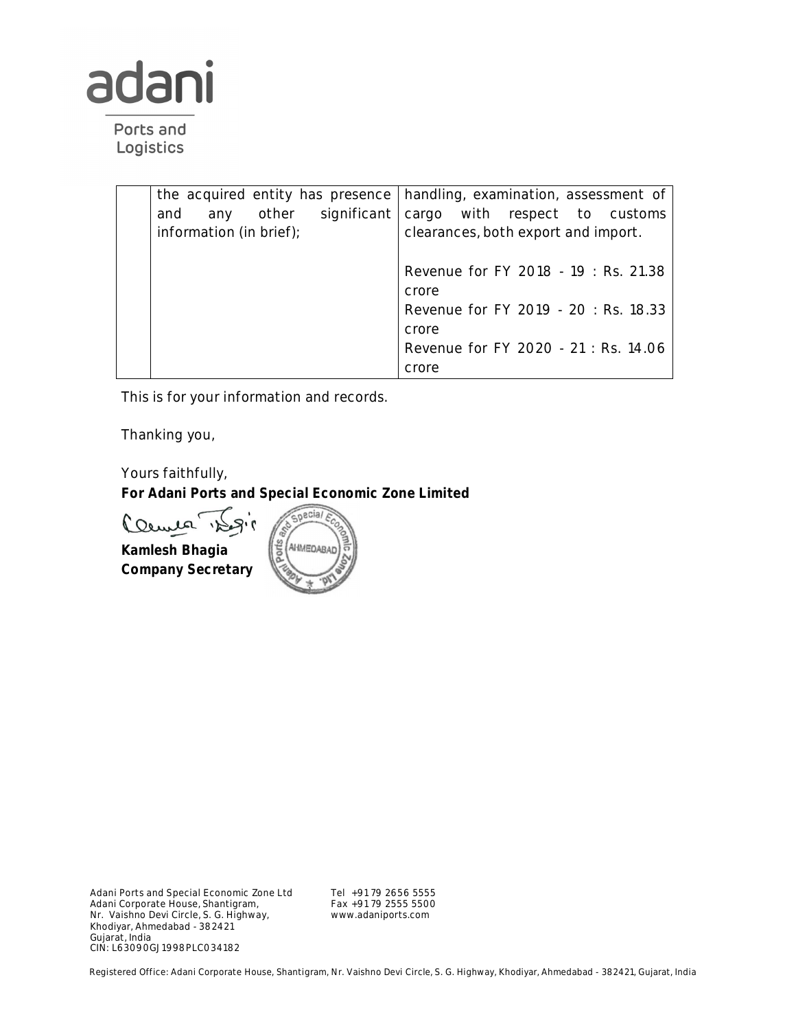| | | |
|---|---|---|
| | the acquired entity has presence and any other significant information (in brief); | handling, examination, assessment of cargo with respect to customs clearances, both export and import.<br><br>Revenue for FY 2018 - 19 : Rs. 21.38 crore<br>Revenue for FY 2019 - 20 : Rs. 18.33 crore<br>Revenue for FY 2020 - 21 : Rs. 14.06 crore |

This is for your information and records.

Thanking you,

Yours faithfully,

**For Adani Ports and Special Economic Zone Limited**

**Kamlesh Bhagia**
**Company Secretary**

Adani Ports and Special Economic Zone Ltd
Adani Corporate House, Shantigram,
Nr. Vaishno Devi Circle, S. G. Highway,
Khodiyar, Ahmedabad - 382421
Gujarat, India
CIN: L63090GJ1998PLC034182

Tel +91 79 2656 5555
Fax +91 79 2555 5500
www.adaniports.com

Registered Office: Adani Corporate House, Shantigram, Nr. Vaishno Devi Circle, S. G. Highway, Khodiyar, Ahmedabad - 382421, Gujarat, India